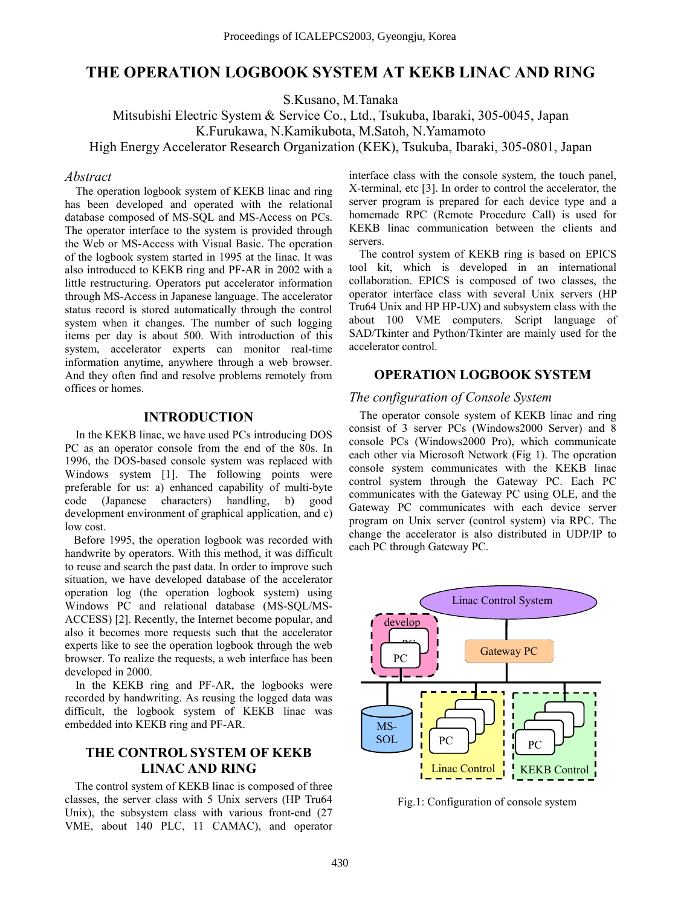# THE OPERATION LOGBOOK SYSTEM AT KEKB LINAC AND RING

S.Kusano, M.Tanaka
Mitsubishi Electric System & Service Co., Ltd., Tsukuba, Ibaraki, 305-0045, Japan
K.Furukawa, N.Kamikubota, M.Satoh, N.Yamamoto
High Energy Accelerator Research Organization (KEK), Tsukuba, Ibaraki, 305-0801, Japan

### *Abstract*

The operation logbook system of KEKB linac and ring has been developed and operated with the relational database composed of MS-SQL and MS-Access on PCs. The operator interface to the system is provided through the Web or MS-Access with Visual Basic. The operation of the logbook system started in 1995 at the linac. It was also introduced to KEKB ring and PF-AR in 2002 with a little restructuring. Operators put accelerator information through MS-Access in Japanese language. The accelerator status record is stored automatically through the control system when it changes. The number of such logging items per day is about 500. With introduction of this system, accelerator experts can monitor real-time information anytime, anywhere through a web browser. And they often find and resolve problems remotely from offices or homes.

## INTRODUCTION

In the KEKB linac, we have used PCs introducing DOS PC as an operator console from the end of the 80s. In 1996, the DOS-based console system was replaced with Windows system [1]. The following points were preferable for us: a) enhanced capability of multi-byte code (Japanese characters) handling, b) good development environment of graphical application, and c) low cost.

Before 1995, the operation logbook was recorded with handwrite by operators. With this method, it was difficult to reuse and search the past data. In order to improve such situation, we have developed database of the accelerator operation log (the operation logbook system) using Windows PC and relational database (MS-SQL/MS-ACCESS) [2]. Recently, the Internet become popular, and also it becomes more requests such that the accelerator experts like to see the operation logbook through the web browser. To realize the requests, a web interface has been developed in 2000.

In the KEKB ring and PF-AR, the logbooks were recorded by handwriting. As reusing the logged data was difficult, the logbook system of KEKB linac was embedded into KEKB ring and PF-AR.

## THE CONTROL SYSTEM OF KEKB LINAC AND RING

The control system of KEKB linac is composed of three classes, the server class with 5 Unix servers (HP Tru64 Unix), the subsystem class with various front-end (27 VME, about 140 PLC, 11 CAMAC), and operator interface class with the console system, the touch panel, X-terminal, etc [3]. In order to control the accelerator, the server program is prepared for each device type and a homemade RPC (Remote Procedure Call) is used for KEKB linac communication between the clients and servers.

The control system of KEKB ring is based on EPICS tool kit, which is developed in an international collaboration. EPICS is composed of two classes, the operator interface class with several Unix servers (HP Tru64 Unix and HP HP-UX) and subsystem class with the about 100 VME computers. Script language of SAD/Tkinter and Python/Tkinter are mainly used for the accelerator control.

## OPERATION LOGBOOK SYSTEM

### *The configuration of Console System*

The operator console system of KEKB linac and ring consist of 3 server PCs (Windows2000 Server) and 8 console PCs (Windows2000 Pro), which communicate each other via Microsoft Network (Fig 1). The operation console system communicates with the KEKB linac control system through the Gateway PC. Each PC communicates with the Gateway PC using OLE, and the Gateway PC communicates with each device server program on Unix server (control system) via RPC. The change the accelerator is also distributed in UDP/IP to each PC through Gateway PC.

Fig.1: Configuration of console system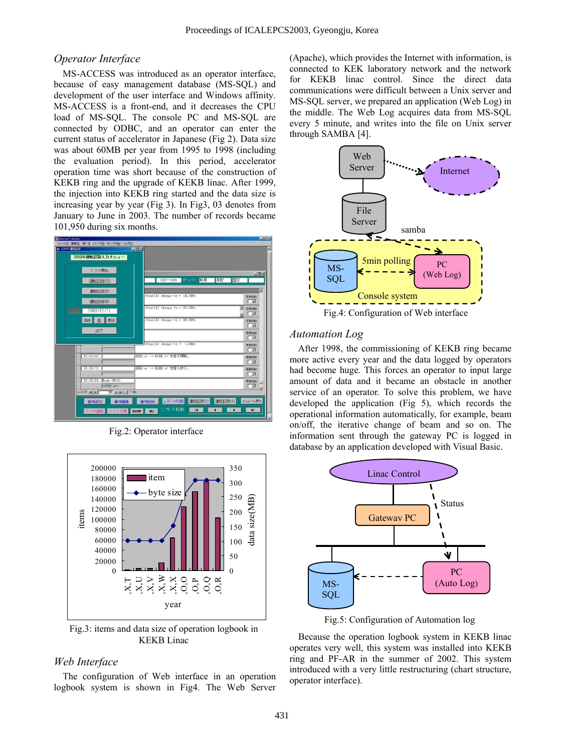### *Operator Interface*

MS-ACCESS was introduced as an operator interface, because of easy management database (MS-SQL) and development of the user interface and Windows affinity. MS-ACCESS is a front-end, and it decreases the CPU load of MS-SQL. The console PC and MS-SQL are connected by ODBC, and an operator can enter the current status of accelerator in Japanese (Fig 2). Data size was about 60MB per year from 1995 to 1998 (including the evaluation period). In this period, accelerator operation time was short because of the construction of KEKB ring and the upgrade of KEKB linac. After 1999, the injection into KEKB ring started and the data size is increasing year by year (Fig 3). In Fig3, 03 denotes from January to June in 2003. The number of records became 101,950 during six months.

Fig.2: Operator interface

Fig.3: items and data size of operation logbook in KEKB Linac

### *Web Interface*

The configuration of Web interface in an operation logbook system is shown in Fig4. The Web Server (Apache), which provides the Internet with information, is connected to KEK laboratory network and the network for KEKB linac control. Since the direct data communications were difficult between a Unix server and MS-SQL server, we prepared an application (Web Log) in the middle. The Web Log acquires data from MS-SQL every 5 minute, and writes into the file on Unix server through SAMBA [4].

Fig.4: Configuration of Web interface

### *Automation Log*

After 1998, the commissioning of KEKB ring became more active every year and the data logged by operators had become huge. This forces an operator to input large amount of data and it became an obstacle in another service of an operator. To solve this problem, we have developed the application (Fig 5), which records the operational information automatically, for example, beam on/off, the iterative change of beam and so on. The information sent through the gateway PC is logged in database by an application developed with Visual Basic.

Fig.5: Configuration of Automation log

Because the operation logbook system in KEKB linac operates very well, this system was installed into KEKB ring and PF-AR in the summer of 2002. This system introduced with a very little restructuring (chart structure, operator interface).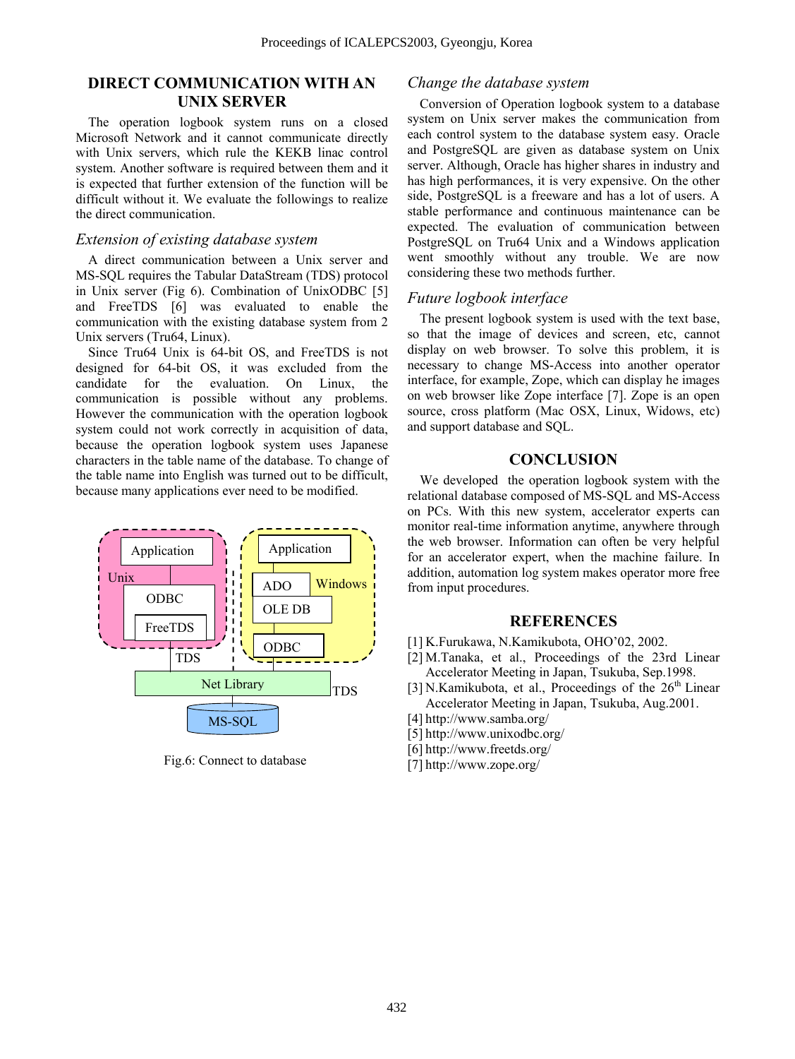## DIRECT COMMUNICATION WITH AN UNIX SERVER

The operation logbook system runs on a closed Microsoft Network and it cannot communicate directly with Unix servers, which rule the KEKB linac control system. Another software is required between them and it is expected that further extension of the function will be difficult without it. We evaluate the followings to realize the direct communication.

### *Extension of existing database system*

A direct communication between a Unix server and MS-SQL requires the Tabular DataStream (TDS) protocol in Unix server (Fig 6). Combination of UnixODBC [5] and FreeTDS [6] was evaluated to enable the communication with the existing database system from 2 Unix servers (Tru64, Linux).

Since Tru64 Unix is 64-bit OS, and FreeTDS is not designed for 64-bit OS, it was excluded from the candidate for the evaluation. On Linux, the communication is possible without any problems. However the communication with the operation logbook system could not work correctly in acquisition of data, because the operation logbook system uses Japanese characters in the table name of the database. To change of the table name into English was turned out to be difficult, because many applications ever need to be modified.

Application
Unix
ODBC
FreeTDS
TDS
Application
ADO
Windows
OLE DB
ODBC
Net Library
TDS
MS-SQL

Fig.6: Connect to database

### *Change the database system*

Conversion of Operation logbook system to a database system on Unix server makes the communication from each control system to the database system easy. Oracle and PostgreSQL are given as database system on Unix server. Although, Oracle has higher shares in industry and has high performances, it is very expensive. On the other side, PostgreSQL is a freeware and has a lot of users. A stable performance and continuous maintenance can be expected. The evaluation of communication between PostgreSQL on Tru64 Unix and a Windows application went smoothly without any trouble. We are now considering these two methods further.

### *Future logbook interface*

The present logbook system is used with the text base, so that the image of devices and screen, etc, cannot display on web browser. To solve this problem, it is necessary to change MS-Access into another operator interface, for example, Zope, which can display he images on web browser like Zope interface [7]. Zope is an open source, cross platform (Mac OSX, Linux, Widows, etc) and support database and SQL.

## CONCLUSION

We developed the operation logbook system with the relational database composed of MS-SQL and MS-Access on PCs. With this new system, accelerator experts can monitor real-time information anytime, anywhere through the web browser. Information can often be very helpful for an accelerator expert, when the machine failure. In addition, automation log system makes operator more free from input procedures.

## REFERENCES

[1] K.Furukawa, N.Kamikubota, OHO'02, 2002.
[2] M.Tanaka, et al., Proceedings of the 23rd Linear Accelerator Meeting in Japan, Tsukuba, Sep.1998.
[3] N.Kamikubota, et al., Proceedings of the 26th Linear Accelerator Meeting in Japan, Tsukuba, Aug.2001.
[4] http://www.samba.org/
[5] http://www.unixodbc.org/
[6] http://www.freetds.org/
[7] http://www.zope.org/